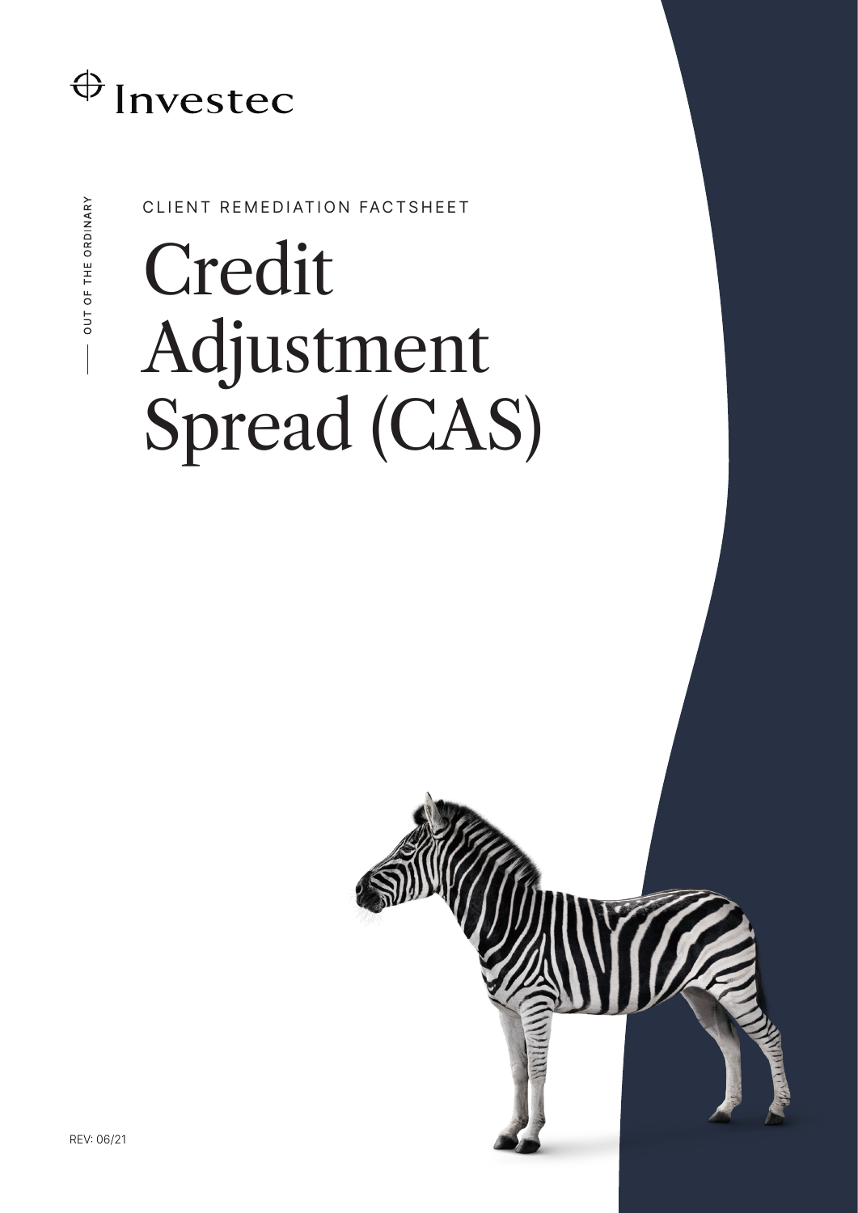Investec

OUT OF THE ORDINARY

CLIENT REMEDIATION FACTSHEET

# Credit Adjustment Spread (CAS)

REV: 06/21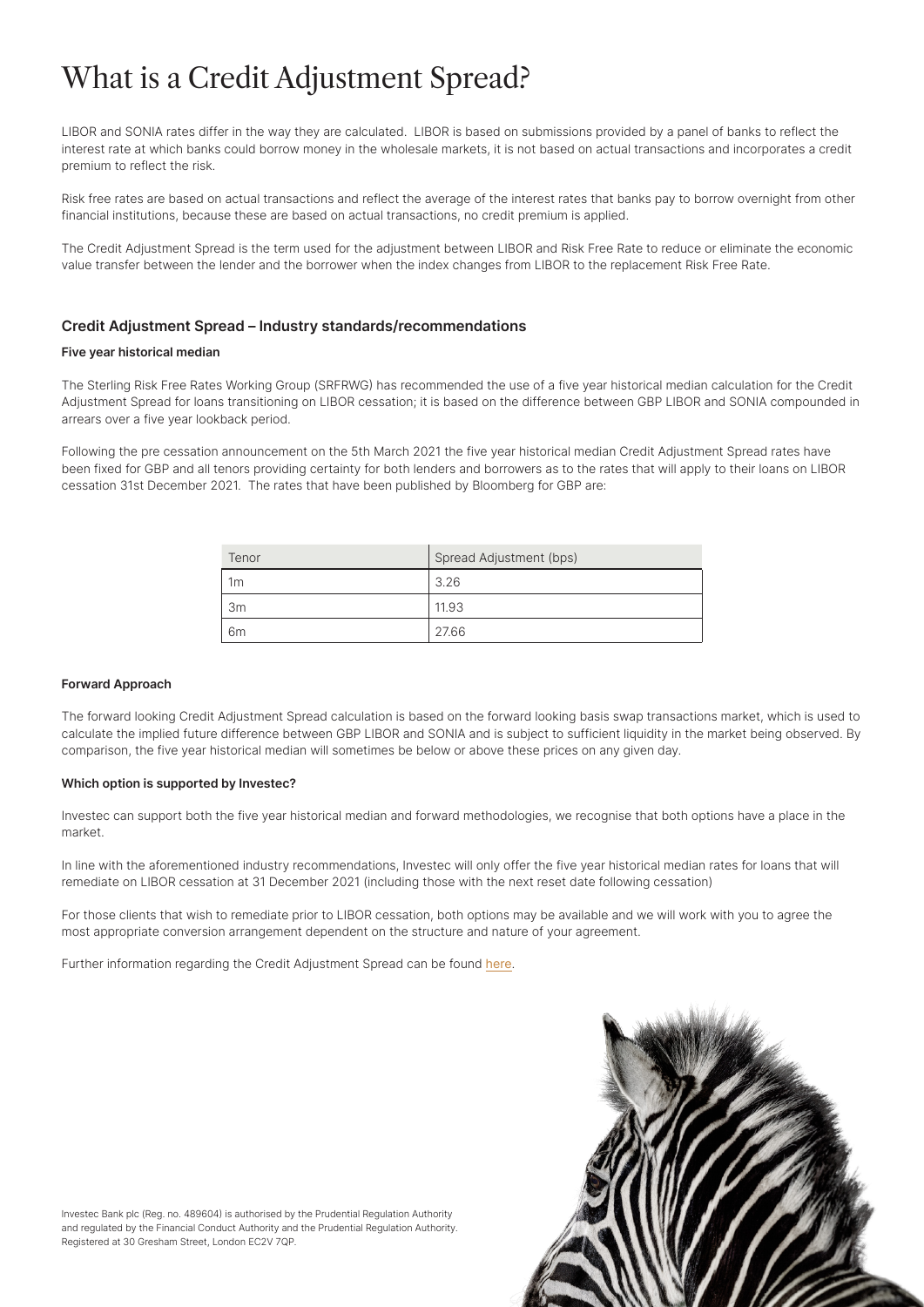# What is a Credit Adjustment Spread?

LIBOR and SONIA rates differ in the way they are calculated. LIBOR is based on submissions provided by a panel of banks to reflect the interest rate at which banks could borrow money in the wholesale markets, it is not based on actual transactions and incorporates a credit premium to reflect the risk.

Risk free rates are based on actual transactions and reflect the average of the interest rates that banks pay to borrow overnight from other financial institutions, because these are based on actual transactions, no credit premium is applied.

The Credit Adjustment Spread is the term used for the adjustment between LIBOR and Risk Free Rate to reduce or eliminate the economic value transfer between the lender and the borrower when the index changes from LIBOR to the replacement Risk Free Rate.

### Credit Adjustment Spread – Industry standards/recommendations

**Five year historical median**

The Sterling Risk Free Rates Working Group (SRFRWG) has recommended the use of a five year historical median calculation for the Credit Adjustment Spread for loans transitioning on LIBOR cessation; it is based on the difference between GBP LIBOR and SONIA compounded in arrears over a five year lookback period.

Following the pre cessation announcement on the 5th March 2021 the five year historical median Credit Adjustment Spread rates have been fixed for GBP and all tenors providing certainty for both lenders and borrowers as to the rates that will apply to their loans on LIBOR cessation 31st December 2021. The rates that have been published by Bloomberg for GBP are:

| Tenor | Spread Adjustment (bps) |
| --- | --- |
| 1m | 3.26 |
| 3m | 11.93 |
| 6m | 27.66 |

**Forward Approach**

The forward looking Credit Adjustment Spread calculation is based on the forward looking basis swap transactions market, which is used to calculate the implied future difference between GBP LIBOR and SONIA and is subject to sufficient liquidity in the market being observed. By comparison, the five year historical median will sometimes be below or above these prices on any given day.

**Which option is supported by Investec?**

Investec can support both the five year historical median and forward methodologies, we recognise that both options have a place in the market.

In line with the aforementioned industry recommendations, Investec will only offer the five year historical median rates for loans that will remediate on LIBOR cessation at 31 December 2021 (including those with the next reset date following cessation)

For those clients that wish to remediate prior to LIBOR cessation, both options may be available and we will work with you to agree the most appropriate conversion arrangement dependent on the structure and nature of your agreement.

Further information regarding the Credit Adjustment Spread can be found here.

Investec Bank plc (Reg. no. 489604) is authorised by the Prudential Regulation Authority and regulated by the Financial Conduct Authority and the Prudential Regulation Authority. Registered at 30 Gresham Street, London EC2V 7QP.